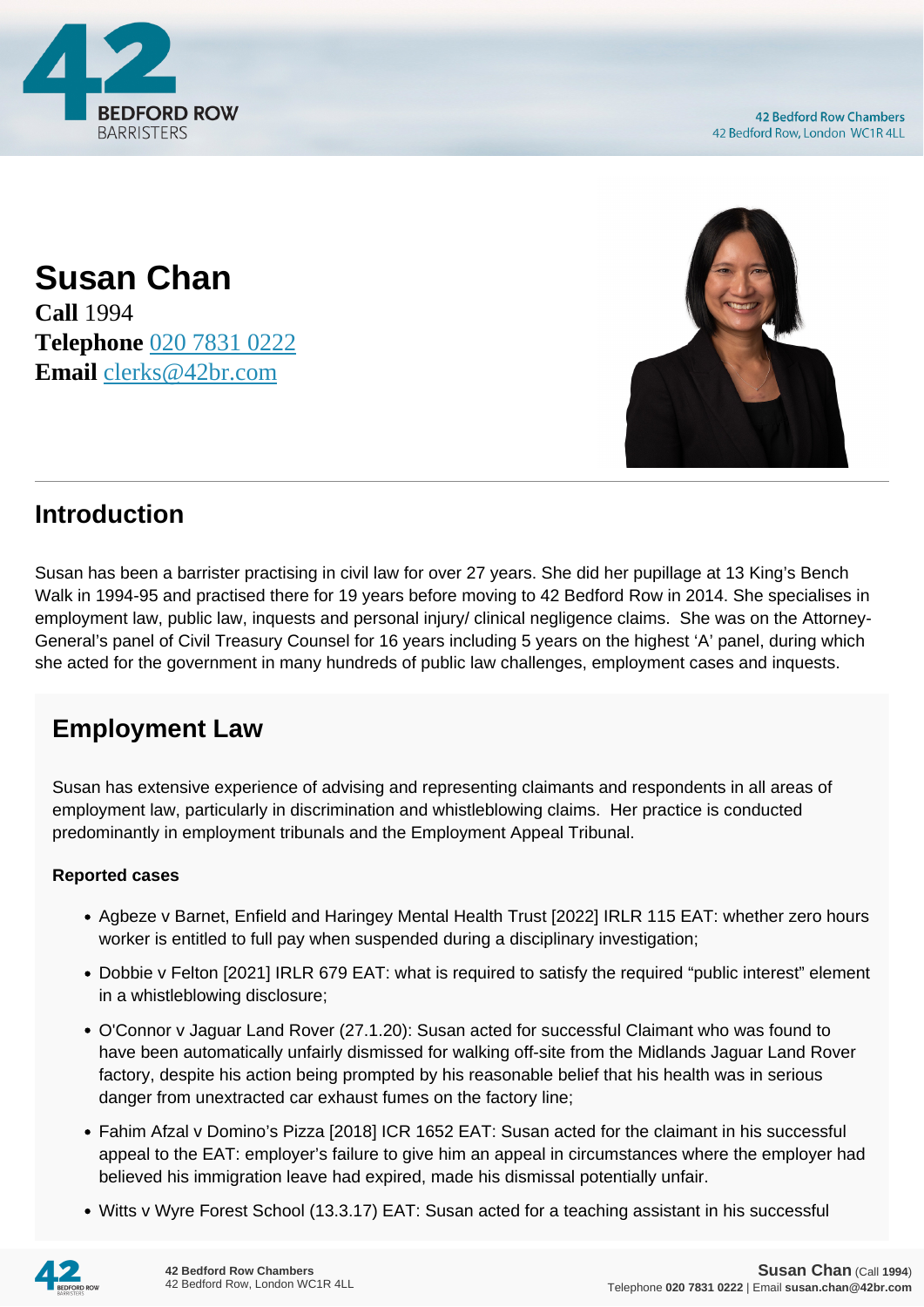# Susan Chan

**Call** 1994
**Telephone** 020 7831 0222
**Email** clerks@42br.com

## Introduction

Susan has been a barrister practising in civil law for over 27 years. She did her pupillage at 13 King's Bench Walk in 1994-95 and practised there for 19 years before moving to 42 Bedford Row in 2014. She specialises in employment law, public law, inquests and personal injury/ clinical negligence claims. She was on the Attorney-General's panel of Civil Treasury Counsel for 16 years including 5 years on the highest 'A' panel, during which she acted for the government in many hundreds of public law challenges, employment cases and inquests.

## Employment Law

Susan has extensive experience of advising and representing claimants and respondents in all areas of employment law, particularly in discrimination and whistleblowing claims. Her practice is conducted predominantly in employment tribunals and the Employment Appeal Tribunal.

**Reported cases**

- Agbeze v Barnet, Enfield and Haringey Mental Health Trust [2022] IRLR 115 EAT: whether zero hours worker is entitled to full pay when suspended during a disciplinary investigation;
- Dobbie v Felton [2021] IRLR 679 EAT: what is required to satisfy the required "public interest" element in a whistleblowing disclosure;
- O'Connor v Jaguar Land Rover (27.1.20): Susan acted for successful Claimant who was found to have been automatically unfairly dismissed for walking off-site from the Midlands Jaguar Land Rover factory, despite his action being prompted by his reasonable belief that his health was in serious danger from unextracted car exhaust fumes on the factory line;
- Fahim Afzal v Domino's Pizza [2018] ICR 1652 EAT: Susan acted for the claimant in his successful appeal to the EAT: employer's failure to give him an appeal in circumstances where the employer had believed his immigration leave had expired, made his dismissal potentially unfair.
- Witts v Wyre Forest School (13.3.17) EAT: Susan acted for a teaching assistant in his successful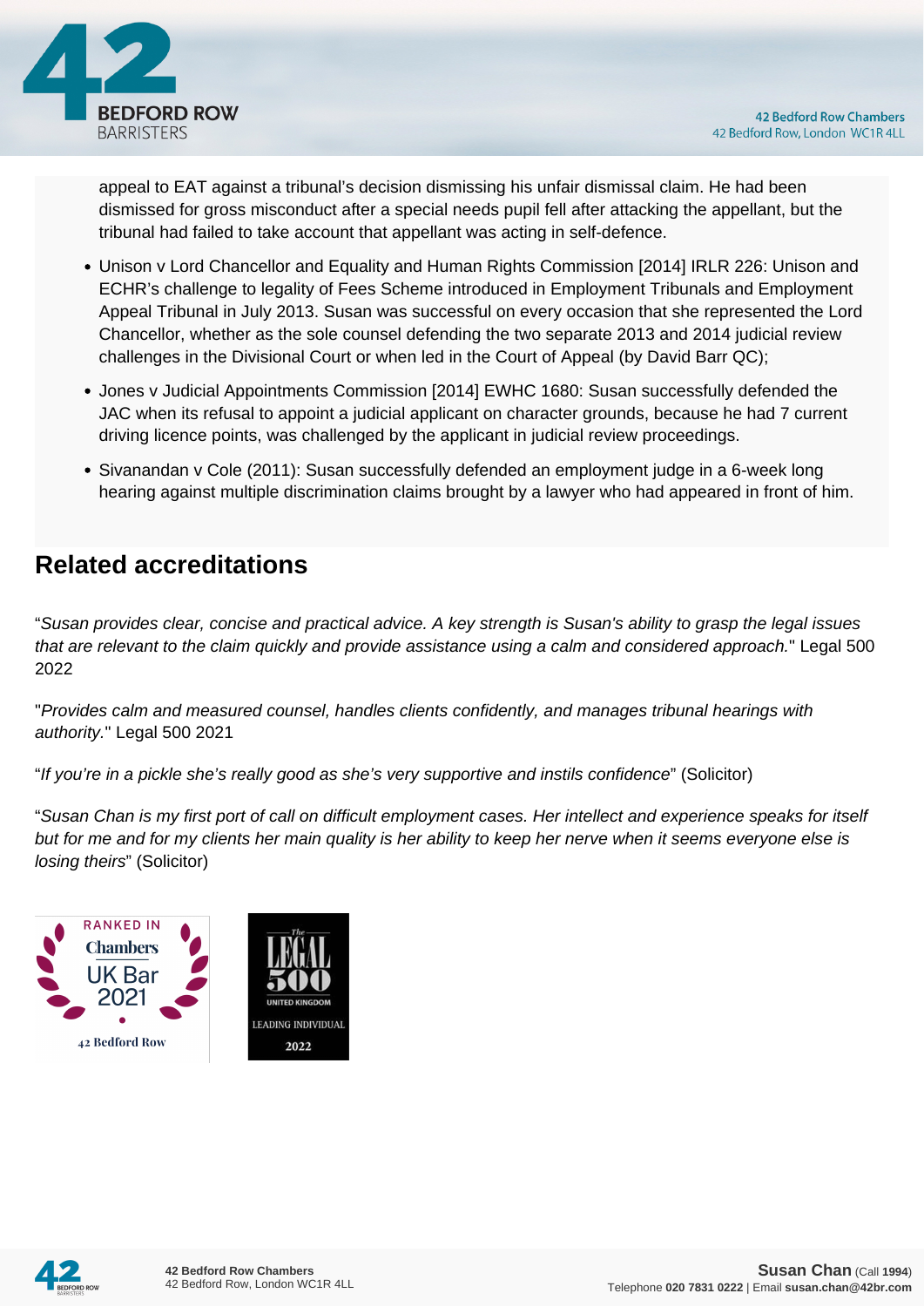appeal to EAT against a tribunal's decision dismissing his unfair dismissal claim. He had been dismissed for gross misconduct after a special needs pupil fell after attacking the appellant, but the tribunal had failed to take account that appellant was acting in self-defence.

- Unison v Lord Chancellor and Equality and Human Rights Commission [2014] IRLR 226: Unison and ECHR's challenge to legality of Fees Scheme introduced in Employment Tribunals and Employment Appeal Tribunal in July 2013. Susan was successful on every occasion that she represented the Lord Chancellor, whether as the sole counsel defending the two separate 2013 and 2014 judicial review challenges in the Divisional Court or when led in the Court of Appeal (by David Barr QC);
- Jones v Judicial Appointments Commission [2014] EWHC 1680: Susan successfully defended the JAC when its refusal to appoint a judicial applicant on character grounds, because he had 7 current driving licence points, was challenged by the applicant in judicial review proceedings.
- Sivanandan v Cole (2011): Susan successfully defended an employment judge in a 6-week long hearing against multiple discrimination claims brought by a lawyer who had appeared in front of him.

## Related accreditations

"*Susan provides clear, concise and practical advice. A key strength is Susan's ability to grasp the legal issues that are relevant to the claim quickly and provide assistance using a calm and considered approach.*" Legal 500 2022

"*Provides calm and measured counsel, handles clients confidently, and manages tribunal hearings with authority.*" Legal 500 2021

"*If you're in a pickle she's really good as she's very supportive and instils confidence*" (Solicitor)

"*Susan Chan is my first port of call on difficult employment cases. Her intellect and experience speaks for itself but for me and for my clients her main quality is her ability to keep her nerve when it seems everyone else is losing theirs*" (Solicitor)

RANKED IN Chambers UK Bar 2021
42 Bedford Row

The Legal 500
UNITED KINGDOM
LEADING INDIVIDUAL
2022